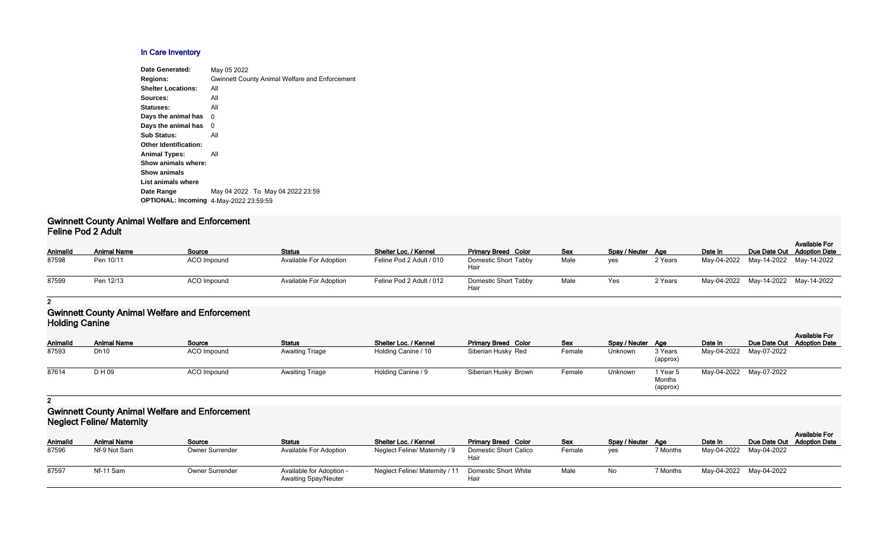## In Care Inventory

**Date Generated:** May 05 2022
**Regions:** Gwinnett County Animal Welfare and Enforcement
**Shelter Locations:** All
**Sources:** All
**Statuses:** All
**Days the animal has** 0
**Days the animal has** 0
**Sub Status:** All
**Other Identification:**
**Animal Types:** All
**Show animals where:**
**Show animals**
**List animals where**
**Date Range** May 04 2022 To May 04 2022 23:59
**OPTIONAL: Incoming** 4-May-2022 23:59:59

### Gwinnett County Animal Welfare and Enforcement
### Feline Pod 2 Adult

| AnimalId | Animal Name | Source | Status | Shelter Loc. / Kennel | Primary Breed | Color | Sex | Spay / Neuter | Age | Date In | Due Date Out | Available For Adoption Date |
|---|---|---|---|---|---|---|---|---|---|---|---|---|
| 87598 | Pen 10/11 | ACO Impound | Available For Adoption | Feline Pod 2 Adult / 010 | Domestic Short Hair | Tabby | Male | yes | 2 Years | May-04-2022 | May-14-2022 | May-14-2022 |
| 87599 | Pen 12/13 | ACO Impound | Available For Adoption | Feline Pod 2 Adult / 012 | Domestic Short Hair | Tabby | Male | Yes | 2 Years | May-04-2022 | May-14-2022 | May-14-2022 |

**2**

### Gwinnett County Animal Welfare and Enforcement
### Holding Canine

| AnimalId | Animal Name | Source | Status | Shelter Loc. / Kennel | Primary Breed | Color | Sex | Spay / Neuter | Age | Date In | Due Date Out | Available For Adoption Date |
|---|---|---|---|---|---|---|---|---|---|---|---|---|
| 87593 | Dh10 | ACO Impound | Awaiting Triage | Holding Canine / 10 | Siberian Husky | Red | Female | Unknown | 3 Years (approx) | May-04-2022 | May-07-2022 | |
| 87614 | D H 09 | ACO Impound | Awaiting Triage | Holding Canine / 9 | Siberian Husky | Brown | Female | Unknown | 1 Year 5 Months (approx) | May-04-2022 | May-07-2022 | |

**2**

### Gwinnett County Animal Welfare and Enforcement
### Neglect Feline/ Maternity

| AnimalId | Animal Name | Source | Status | Shelter Loc. / Kennel | Primary Breed | Color | Sex | Spay / Neuter | Age | Date In | Due Date Out | Available For Adoption Date |
|---|---|---|---|---|---|---|---|---|---|---|---|---|
| 87596 | Nf-9 Not Sam | Owner Surrender | Available For Adoption | Neglect Feline/ Maternity / 9 | Domestic Short Hair | Calico | Female | yes | 7 Months | May-04-2022 | May-04-2022 | |
| 87597 | Nf-11 Sam | Owner Surrender | Available for Adoption - Awaiting Spay/Neuter | Neglect Feline/ Maternity / 11 | Domestic Short Hair | White | Male | No | 7 Months | May-04-2022 | May-04-2022 | |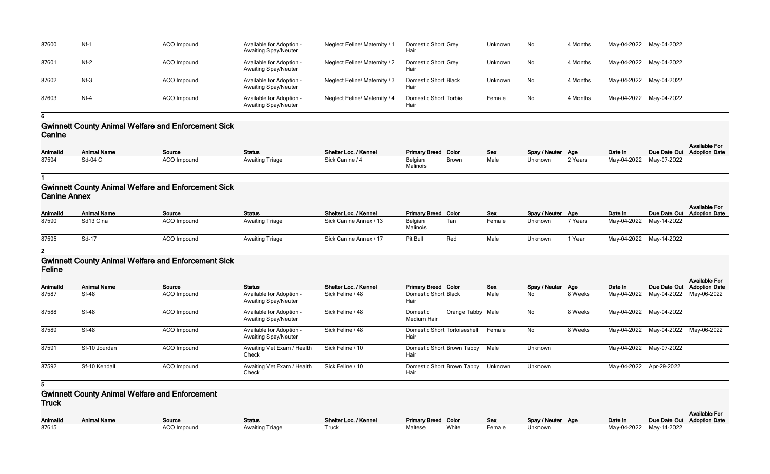| AnimalId | Animal Name | Source | Status | Shelter Loc. / Kennel | Primary Breed | Color | Sex | Spay / Neuter | Age | Date In | Due Date Out | Available For Adoption Date |
|---|---|---|---|---|---|---|---|---|---|---|---|---|
| 87600 | Nf-1 | ACO Impound | Available for Adoption - Awaiting Spay/Neuter | Neglect Feline/ Maternity / 1 | Domestic Short Hair | Grey | Unknown | No | 4 Months | May-04-2022 | May-04-2022 | |
| 87601 | Nf-2 | ACO Impound | Available for Adoption - Awaiting Spay/Neuter | Neglect Feline/ Maternity / 2 | Domestic Short Hair | Grey | Unknown | No | 4 Months | May-04-2022 | May-04-2022 | |
| 87602 | Nf-3 | ACO Impound | Available for Adoption - Awaiting Spay/Neuter | Neglect Feline/ Maternity / 3 | Domestic Short Hair | Black | Unknown | No | 4 Months | May-04-2022 | May-04-2022 | |
| 87603 | Nf-4 | ACO Impound | Available for Adoption - Awaiting Spay/Neuter | Neglect Feline/ Maternity / 4 | Domestic Short Hair | Torbie | Female | No | 4 Months | May-04-2022 | May-04-2022 | |

**6**

## Gwinnett County Animal Welfare and Enforcement Sick Canine

| AnimalId | Animal Name | Source | Status | Shelter Loc. / Kennel | Primary Breed | Color | Sex | Spay / Neuter | Age | Date In | Due Date Out | Available For Adoption Date |
|---|---|---|---|---|---|---|---|---|---|---|---|---|
| 87594 | Sd-04 C | ACO Impound | Awaiting Triage | Sick Canine / 4 | Belgian Malinois | Brown | Male | Unknown | 2 Years | May-04-2022 | May-07-2022 | |

**1**

## Gwinnett County Animal Welfare and Enforcement Sick Canine Annex

| AnimalId | Animal Name | Source | Status | Shelter Loc. / Kennel | Primary Breed | Color | Sex | Spay / Neuter | Age | Date In | Due Date Out | Available For Adoption Date |
|---|---|---|---|---|---|---|---|---|---|---|---|---|
| 87590 | Sd13 Cina | ACO Impound | Awaiting Triage | Sick Canine Annex / 13 | Belgian Malinois | Tan | Female | Unknown | 7 Years | May-04-2022 | May-14-2022 | |
| 87595 | Sd-17 | ACO Impound | Awaiting Triage | Sick Canine Annex / 17 | Pit Bull | Red | Male | Unknown | 1 Year | May-04-2022 | May-14-2022 | |

**2**

## Gwinnett County Animal Welfare and Enforcement Sick Feline

| AnimalId | Animal Name | Source | Status | Shelter Loc. / Kennel | Primary Breed | Color | Sex | Spay / Neuter | Age | Date In | Due Date Out | Available For Adoption Date |
|---|---|---|---|---|---|---|---|---|---|---|---|---|
| 87587 | Sf-48 | ACO Impound | Available for Adoption - Awaiting Spay/Neuter | Sick Feline / 48 | Domestic Short Hair | Black | Male | No | 8 Weeks | May-04-2022 | May-04-2022 | May-06-2022 |
| 87588 | Sf-48 | ACO Impound | Available for Adoption - Awaiting Spay/Neuter | Sick Feline / 48 | Domestic Medium Hair | Orange Tabby | Male | No | 8 Weeks | May-04-2022 | May-04-2022 | |
| 87589 | Sf-48 | ACO Impound | Available for Adoption - Awaiting Spay/Neuter | Sick Feline / 48 | Domestic Short Hair | Tortoiseshell | Female | No | 8 Weeks | May-04-2022 | May-04-2022 | May-06-2022 |
| 87591 | Sf-10 Jourdan | ACO Impound | Awaiting Vet Exam / Health Check | Sick Feline / 10 | Domestic Short Hair | Brown Tabby | Male | Unknown | | May-04-2022 | May-07-2022 | |
| 87592 | Sf-10 Kendall | ACO Impound | Awaiting Vet Exam / Health Check | Sick Feline / 10 | Domestic Short Hair | Brown Tabby | Unknown | Unknown | | May-04-2022 | Apr-29-2022 | |

**5**

## Gwinnett County Animal Welfare and Enforcement Truck

| AnimalId | Animal Name | Source | Status | Shelter Loc. / Kennel | Primary Breed | Color | Sex | Spay / Neuter | Age | Date In | Due Date Out | Available For Adoption Date |
|---|---|---|---|---|---|---|---|---|---|---|---|---|
| 87615 | | ACO Impound | Awaiting Triage | Truck | Maltese | White | Female | Unknown | | May-04-2022 | May-14-2022 | |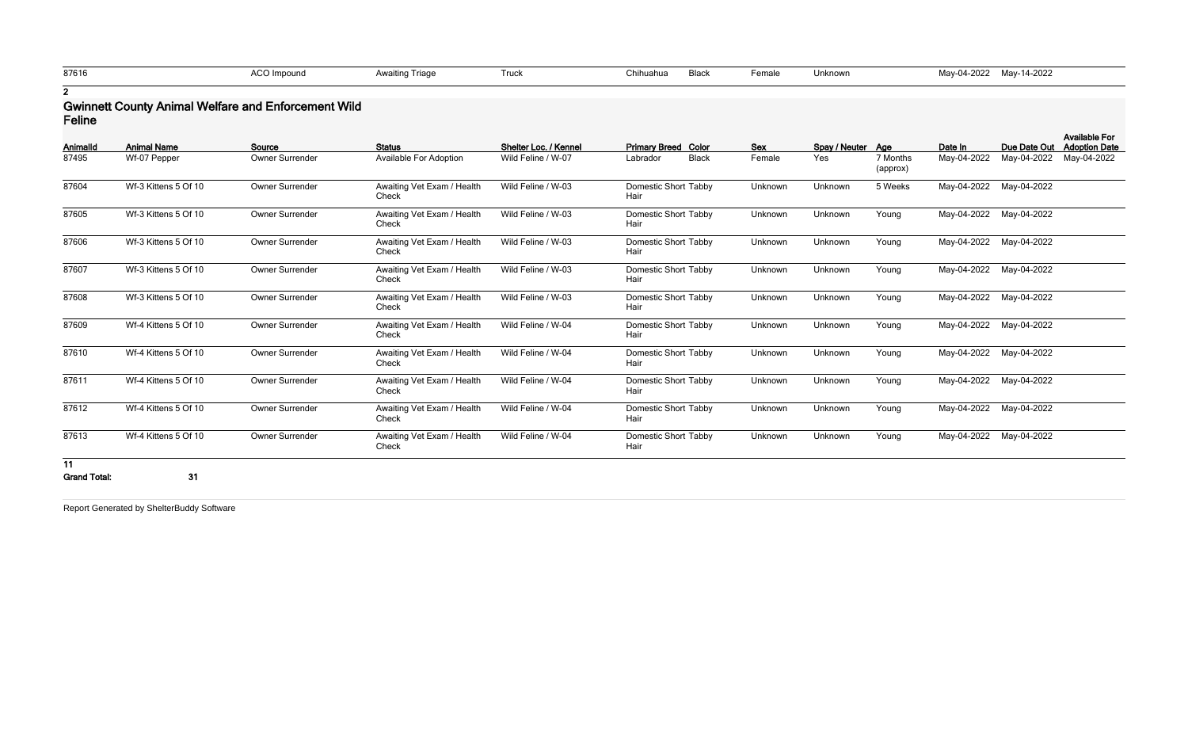| | | | | | | | | | | | | |
|---|---|---|---|---|---|---|---|---|---|---|---|---|
| 87616 | | ACO Impound | Awaiting Triage | Truck | Chihuahua | Black | Female | Unknown | | May-04-2022 | May-14-2022 | |

**2**

## Gwinnett County Animal Welfare and Enforcement Wild Feline

| AnimalId | Animal Name | Source | Status | Shelter Loc. / Kennel | Primary Breed | Color | Sex | Spay / Neuter | Age | Date In | Due Date Out | Available For Adoption Date |
|---|---|---|---|---|---|---|---|---|---|---|---|---|
| 87495 | Wf-07 Pepper | Owner Surrender | Available For Adoption | Wild Feline / W-07 | Labrador | Black | Female | Yes | 7 Months (approx) | May-04-2022 | May-04-2022 | May-04-2022 |
| 87604 | Wf-3 Kittens 5 Of 10 | Owner Surrender | Awaiting Vet Exam / Health Check | Wild Feline / W-03 | Domestic Short Hair | Tabby | Unknown | Unknown | 5 Weeks | May-04-2022 | May-04-2022 | |
| 87605 | Wf-3 Kittens 5 Of 10 | Owner Surrender | Awaiting Vet Exam / Health Check | Wild Feline / W-03 | Domestic Short Hair | Tabby | Unknown | Unknown | Young | May-04-2022 | May-04-2022 | |
| 87606 | Wf-3 Kittens 5 Of 10 | Owner Surrender | Awaiting Vet Exam / Health Check | Wild Feline / W-03 | Domestic Short Hair | Tabby | Unknown | Unknown | Young | May-04-2022 | May-04-2022 | |
| 87607 | Wf-3 Kittens 5 Of 10 | Owner Surrender | Awaiting Vet Exam / Health Check | Wild Feline / W-03 | Domestic Short Hair | Tabby | Unknown | Unknown | Young | May-04-2022 | May-04-2022 | |
| 87608 | Wf-3 Kittens 5 Of 10 | Owner Surrender | Awaiting Vet Exam / Health Check | Wild Feline / W-03 | Domestic Short Hair | Tabby | Unknown | Unknown | Young | May-04-2022 | May-04-2022 | |
| 87609 | Wf-4 Kittens 5 Of 10 | Owner Surrender | Awaiting Vet Exam / Health Check | Wild Feline / W-04 | Domestic Short Hair | Tabby | Unknown | Unknown | Young | May-04-2022 | May-04-2022 | |
| 87610 | Wf-4 Kittens 5 Of 10 | Owner Surrender | Awaiting Vet Exam / Health Check | Wild Feline / W-04 | Domestic Short Hair | Tabby | Unknown | Unknown | Young | May-04-2022 | May-04-2022 | |
| 87611 | Wf-4 Kittens 5 Of 10 | Owner Surrender | Awaiting Vet Exam / Health Check | Wild Feline / W-04 | Domestic Short Hair | Tabby | Unknown | Unknown | Young | May-04-2022 | May-04-2022 | |
| 87612 | Wf-4 Kittens 5 Of 10 | Owner Surrender | Awaiting Vet Exam / Health Check | Wild Feline / W-04 | Domestic Short Hair | Tabby | Unknown | Unknown | Young | May-04-2022 | May-04-2022 | |
| 87613 | Wf-4 Kittens 5 Of 10 | Owner Surrender | Awaiting Vet Exam / Health Check | Wild Feline / W-04 | Domestic Short Hair | Tabby | Unknown | Unknown | Young | May-04-2022 | May-04-2022 | |

**11**

**Grand Total:** **31**

Report Generated by ShelterBuddy Software